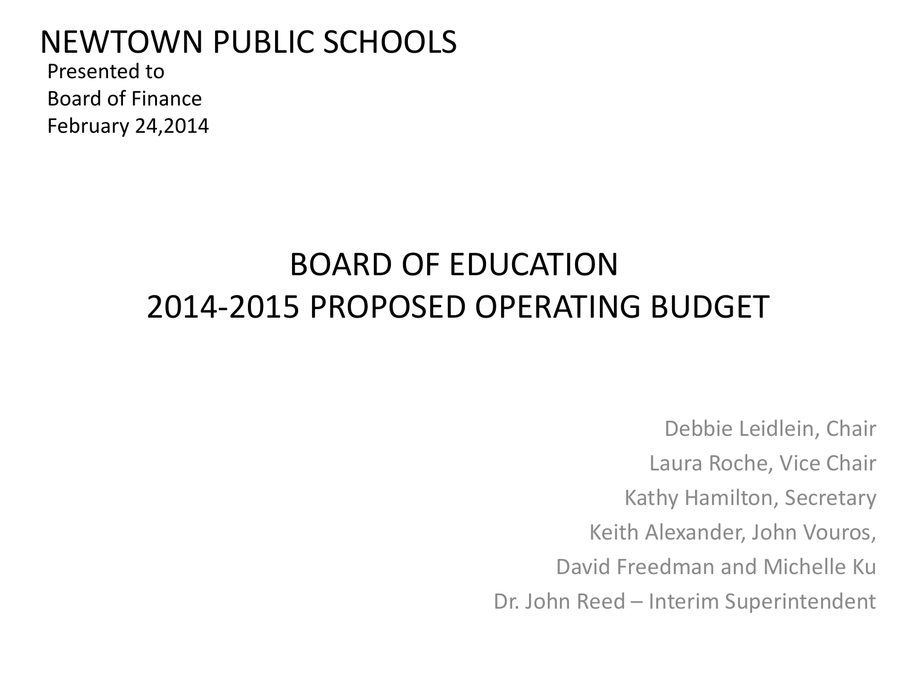NEWTOWN PUBLIC SCHOOLS

Presented to
Board of Finance
February 24,2014

# BOARD OF EDUCATION
# 2014-2015 PROPOSED OPERATING BUDGET

Debbie Leidlein, Chair
Laura Roche, Vice Chair
Kathy Hamilton, Secretary
Keith Alexander, John Vouros,
David Freedman and Michelle Ku
Dr. John Reed – Interim Superintendent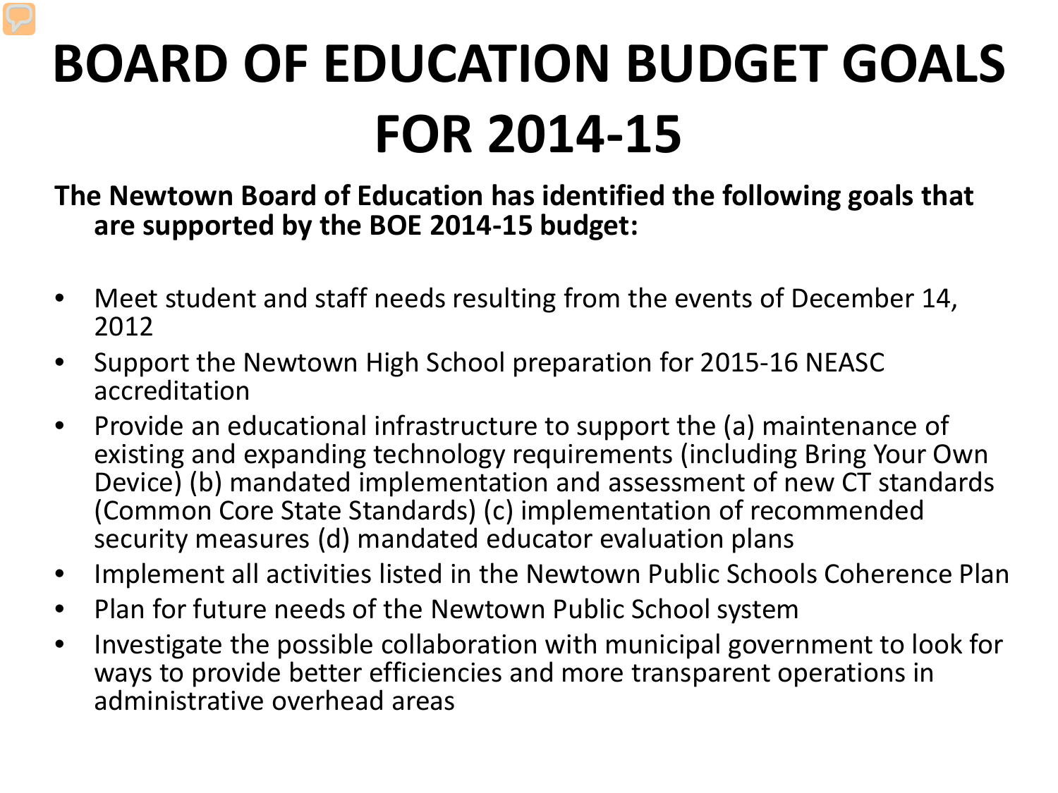# BOARD OF EDUCATION BUDGET GOALS FOR 2014-15

**The Newtown Board of Education has identified the following goals that are supported by the BOE 2014-15 budget:**

- Meet student and staff needs resulting from the events of December 14, 2012
- Support the Newtown High School preparation for 2015-16 NEASC accreditation
- Provide an educational infrastructure to support the (a) maintenance of existing and expanding technology requirements (including Bring Your Own Device) (b) mandated implementation and assessment of new CT standards (Common Core State Standards) (c) implementation of recommended security measures (d) mandated educator evaluation plans
- Implement all activities listed in the Newtown Public Schools Coherence Plan
- Plan for future needs of the Newtown Public School system
- Investigate the possible collaboration with municipal government to look for ways to provide better efficiencies and more transparent operations in administrative overhead areas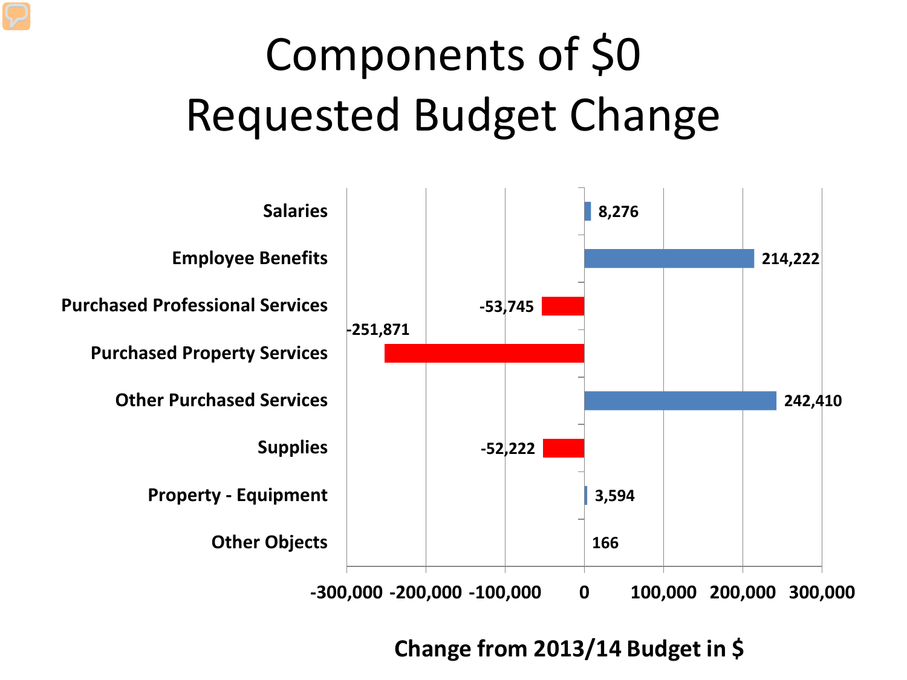# Components of $0 Requested Budget Change

| Category | Change from 2013/14 Budget in $ |
|---|---|
| Salaries | 8,276 |
| Employee Benefits | 214,222 |
| Purchased Professional Services | -53,745 |
| Purchased Property Services | -251,871 |
| Other Purchased Services | 242,410 |
| Supplies | -52,222 |
| Property - Equipment | 3,594 |
| Other Objects | 166 |

-300,000 -200,000 -100,000 0 100,000 200,000 300,000

**Change from 2013/14 Budget in $**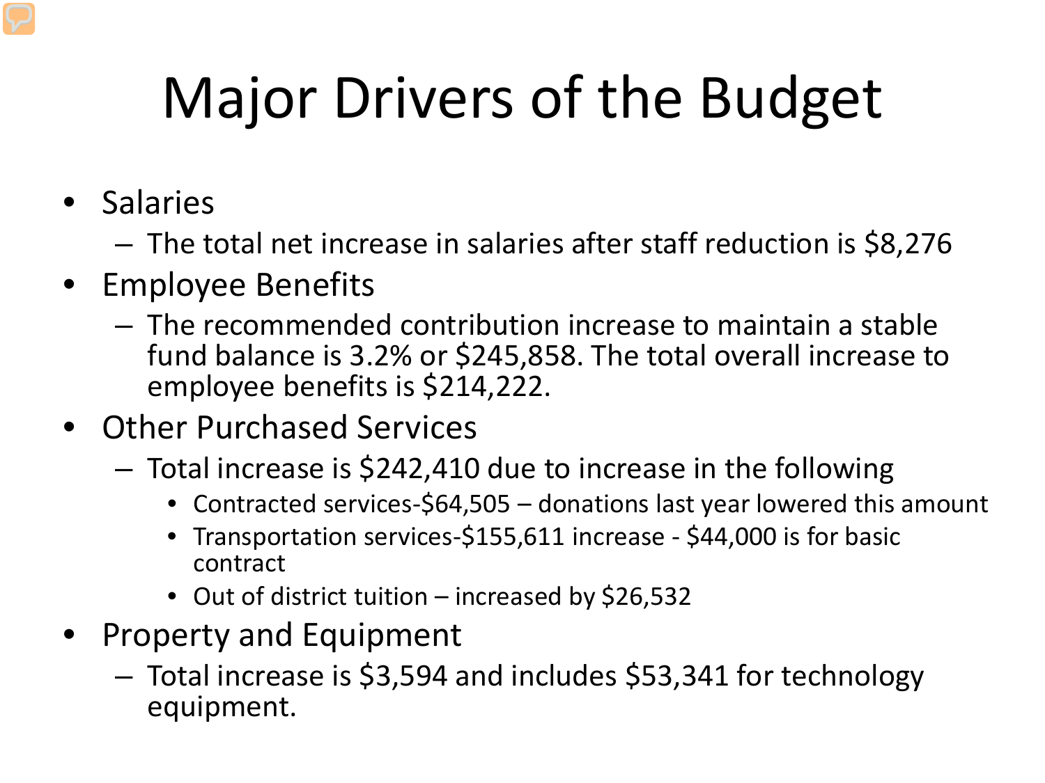# Major Drivers of the Budget

- Salaries
  - The total net increase in salaries after staff reduction is $8,276
- Employee Benefits
  - The recommended contribution increase to maintain a stable fund balance is 3.2% or $245,858. The total overall increase to employee benefits is $214,222.
- Other Purchased Services
  - Total increase is $242,410 due to increase in the following
    - Contracted services-$64,505 – donations last year lowered this amount
    - Transportation services-$155,611 increase - $44,000 is for basic contract
    - Out of district tuition – increased by $26,532
- Property and Equipment
  - Total increase is $3,594 and includes $53,341 for technology equipment.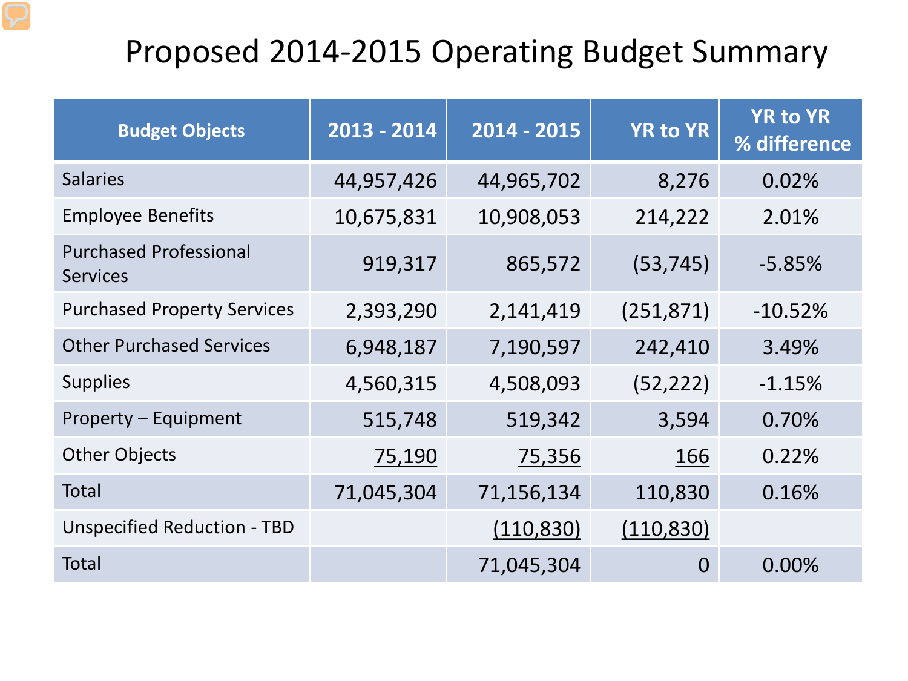# Proposed 2014-2015 Operating Budget Summary

| Budget Objects | 2013 - 2014 | 2014 - 2015 | YR to YR | YR to YR % difference |
|---|---|---|---|---|
| Salaries | 44,957,426 | 44,965,702 | 8,276 | 0.02% |
| Employee Benefits | 10,675,831 | 10,908,053 | 214,222 | 2.01% |
| Purchased Professional Services | 919,317 | 865,572 | (53,745) | -5.85% |
| Purchased Property Services | 2,393,290 | 2,141,419 | (251,871) | -10.52% |
| Other Purchased Services | 6,948,187 | 7,190,597 | 242,410 | 3.49% |
| Supplies | 4,560,315 | 4,508,093 | (52,222) | -1.15% |
| Property – Equipment | 515,748 | 519,342 | 3,594 | 0.70% |
| Other Objects | 75,190 | 75,356 | 166 | 0.22% |
| Total | 71,045,304 | 71,156,134 | 110,830 | 0.16% |
| Unspecified Reduction - TBD | | (110,830) | (110,830) | |
| Total | | 71,045,304 | 0 | 0.00% |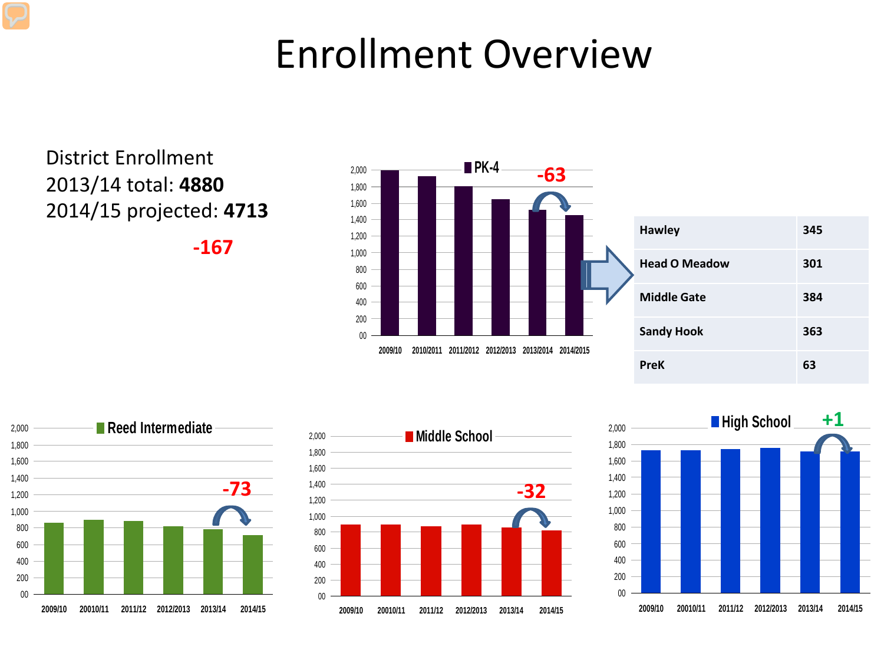# Enrollment Overview

District Enrollment
2013/14 total: **4880**
2014/15 projected: **4713**

**-167**

**PK-4**

-63

| | |
|---|---|
| **Hawley** | **345** |
| **Head O Meadow** | **301** |
| **Middle Gate** | **384** |
| **Sandy Hook** | **363** |
| **PreK** | **63** |

**Reed Intermediate**

-73

**Middle School**

-32

**High School**

+1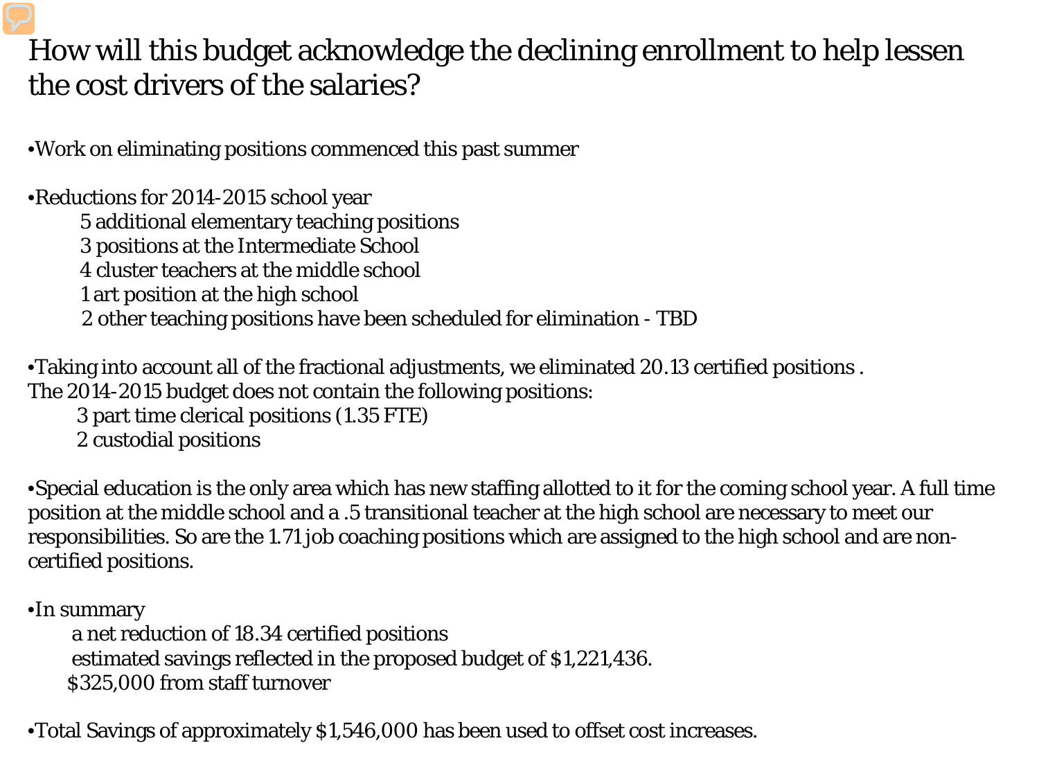# How will this budget acknowledge the declining enrollment to help lessen the cost drivers of the salaries?

- Work on eliminating positions commenced this past summer

- Reductions for 2014-2015 school year
  - 5 additional elementary teaching positions
  - 3 positions at the Intermediate School
  - 4 cluster teachers at the middle school
  - 1 art position at the high school
  - 2 other teaching positions have been scheduled for elimination - TBD

- Taking into account all of the fractional adjustments, we eliminated 20.13 certified positions .

The 2014-2015 budget does not contain the following positions:

- 3 part time clerical positions (1.35 FTE)
- 2 custodial positions

- Special education is the only area which has new staffing allotted to it for the coming school year. A full time position at the middle school and a .5 transitional teacher at the high school are necessary to meet our responsibilities. So are the 1.71 job coaching positions which are assigned to the high school and are non-certified positions.

- In summary
  - a net reduction of 18.34 certified positions
  - estimated savings reflected in the proposed budget of $1,221,436.
  - $325,000 from staff turnover

- Total Savings of approximately $1,546,000 has been used to offset cost increases.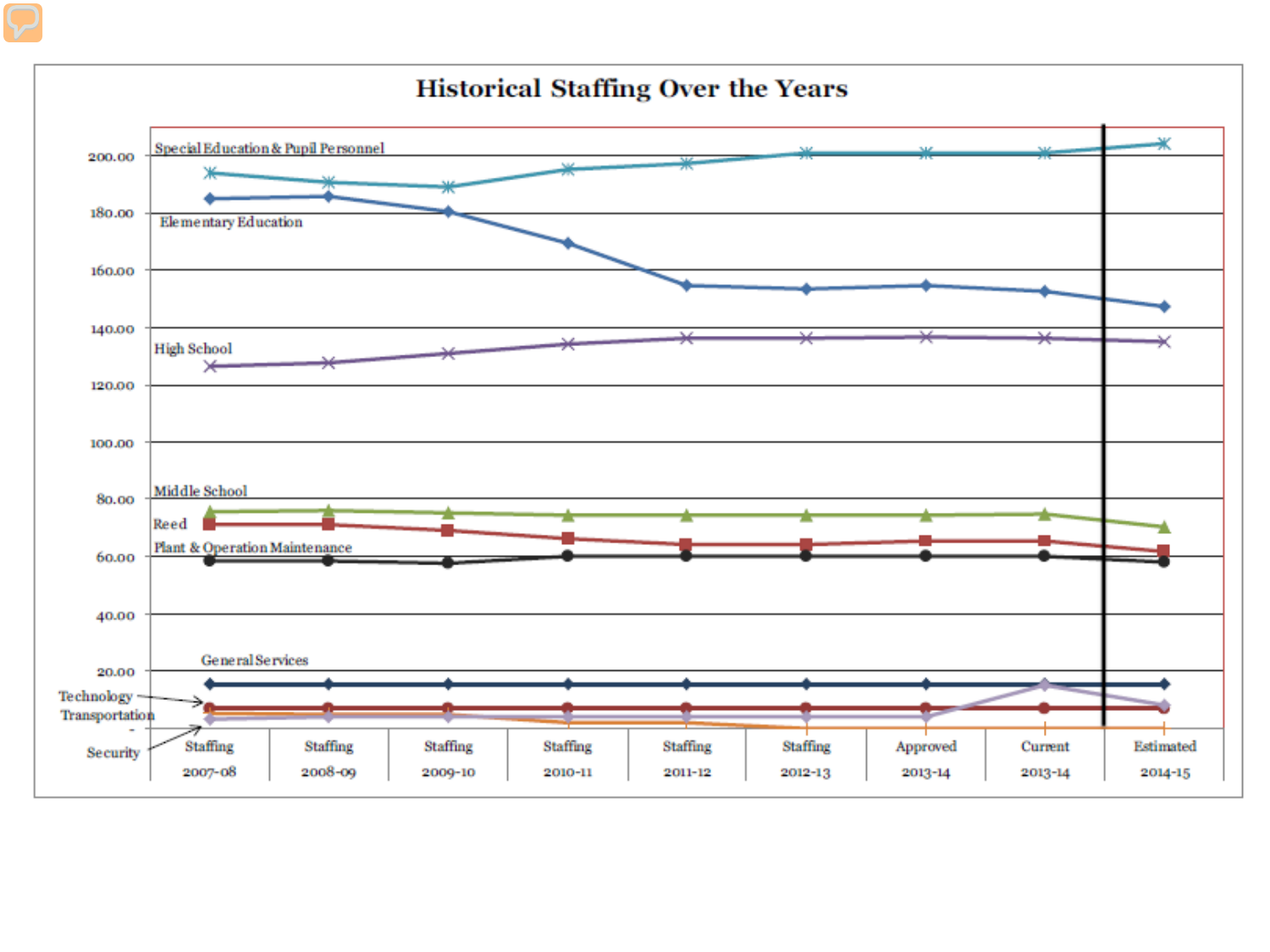## Historical Staffing Over the Years

Series: Special Education & Pupil Personnel; Elementary Education; High School; Middle School; Reed; Plant & Operation Maintenance; General Services; Technology; Transportation; Security

Y-axis: - | 20.00 | 40.00 | 60.00 | 80.00 | 100.00 | 120.00 | 140.00 | 160.00 | 180.00 | 200.00

X-axis: Staffing 2007-08 | Staffing 2008-09 | Staffing 2009-10 | Staffing 2010-11 | Staffing 2011-12 | Staffing 2012-13 | Approved 2013-14 | Current 2013-14 | Estimated 2014-15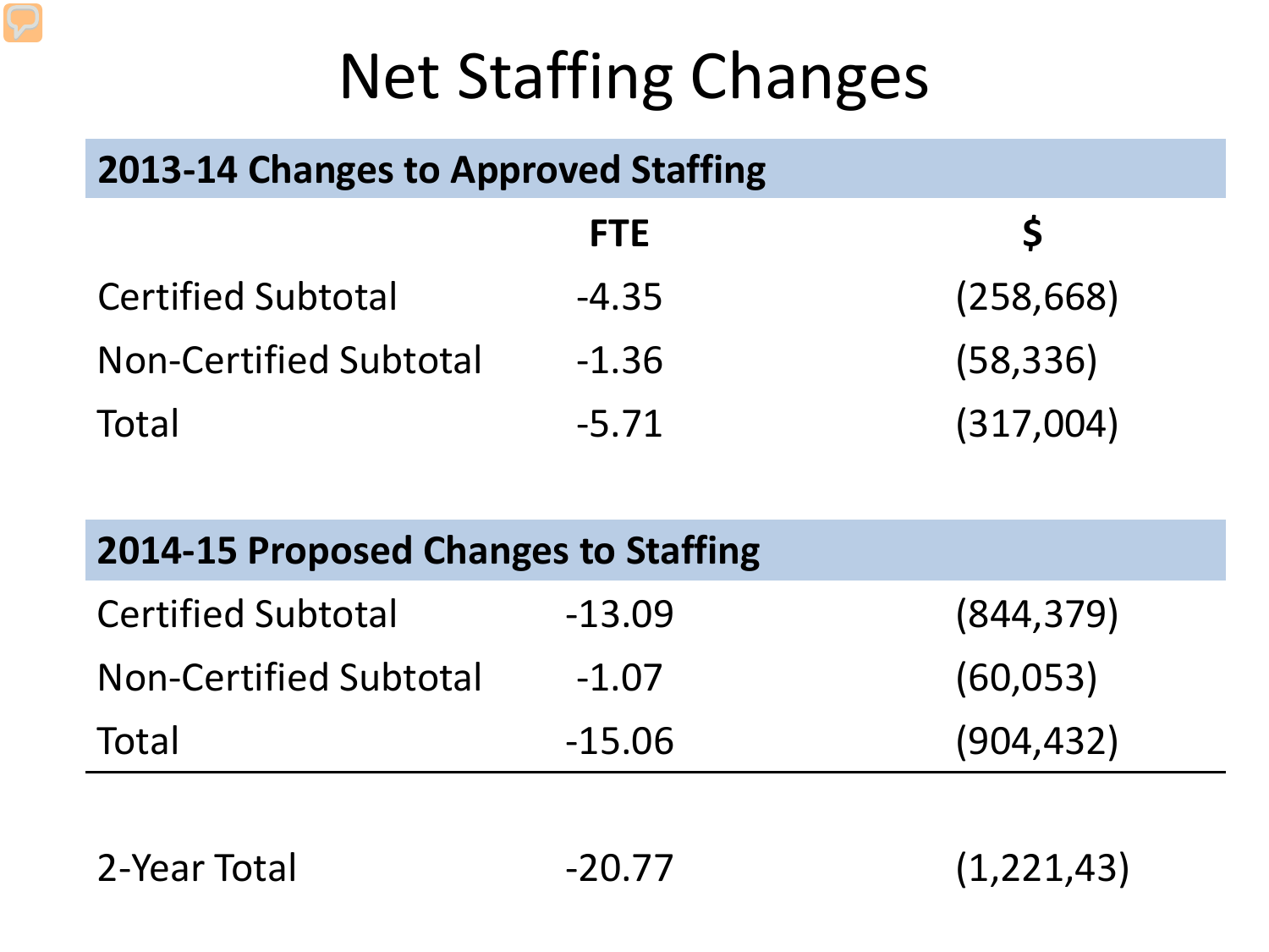# Net Staffing Changes

| 2013-14 Changes to Approved Staffing | | |
|---|---|---|
| | **FTE** | **$** |
| Certified Subtotal | -4.35 | (258,668) |
| Non-Certified Subtotal | -1.36 | (58,336) |
| Total | -5.71 | (317,004) |

| 2014-15 Proposed Changes to Staffing | | |
|---|---|---|
| Certified Subtotal | -13.09 | (844,379) |
| Non-Certified Subtotal | -1.07 | (60,053) |
| Total | -15.06 | (904,432) |
| 2-Year Total | -20.77 | (1,221,43) |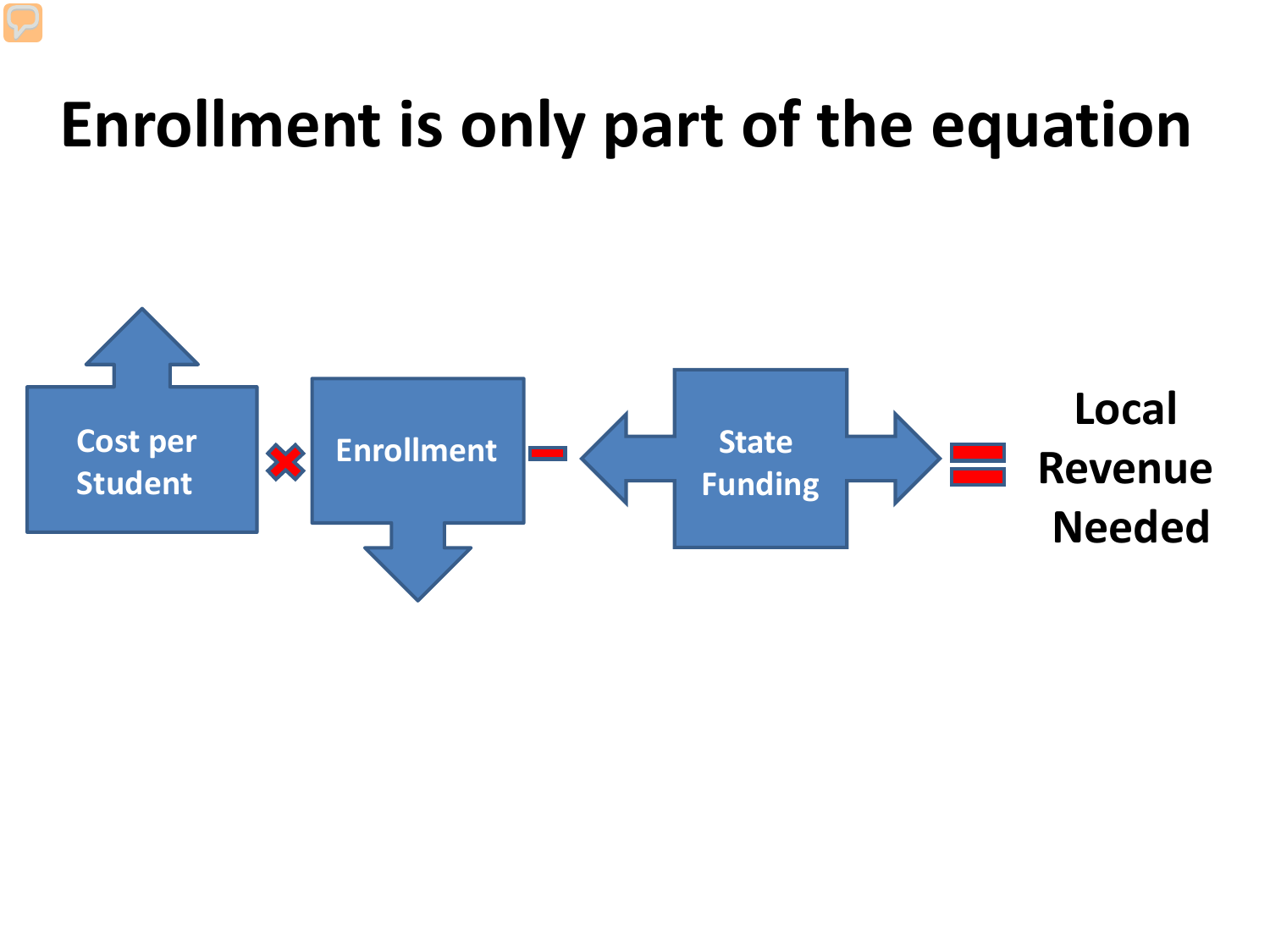# Enrollment is only part of the equation

Cost per Student × Enrollment − State Funding = Local Revenue Needed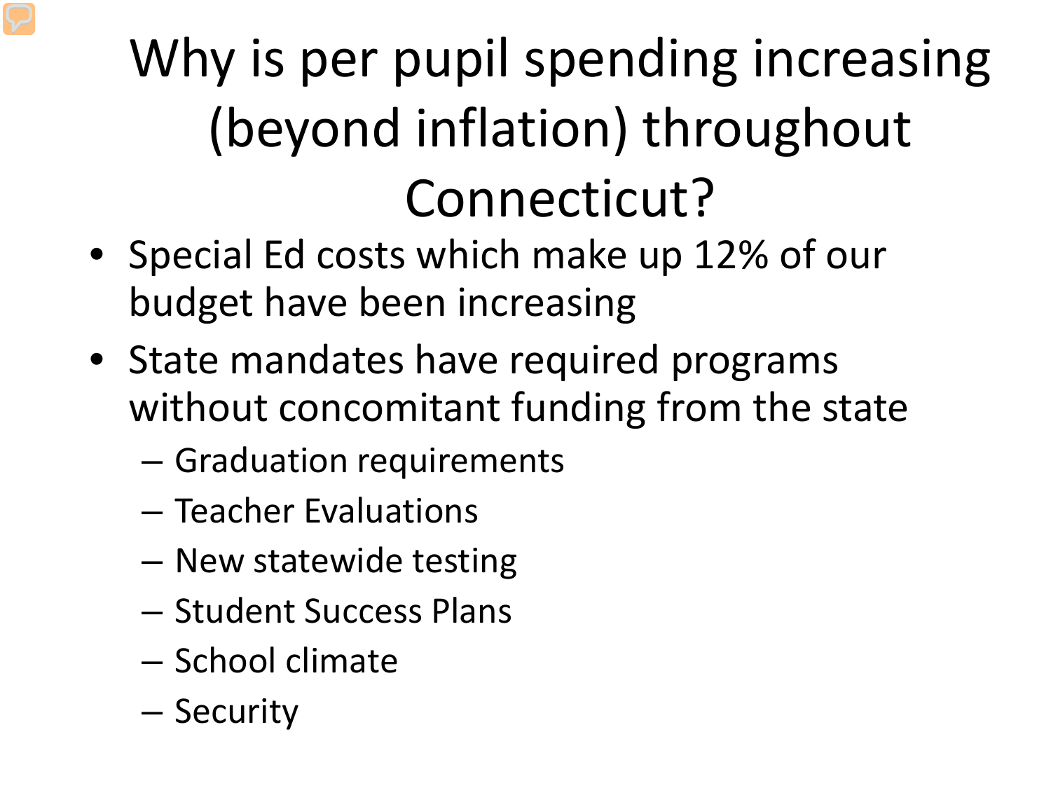# Why is per pupil spending increasing (beyond inflation) throughout Connecticut?

- Special Ed costs which make up 12% of our budget have been increasing
- State mandates have required programs without concomitant funding from the state
  - Graduation requirements
  - Teacher Evaluations
  - New statewide testing
  - Student Success Plans
  - School climate
  - Security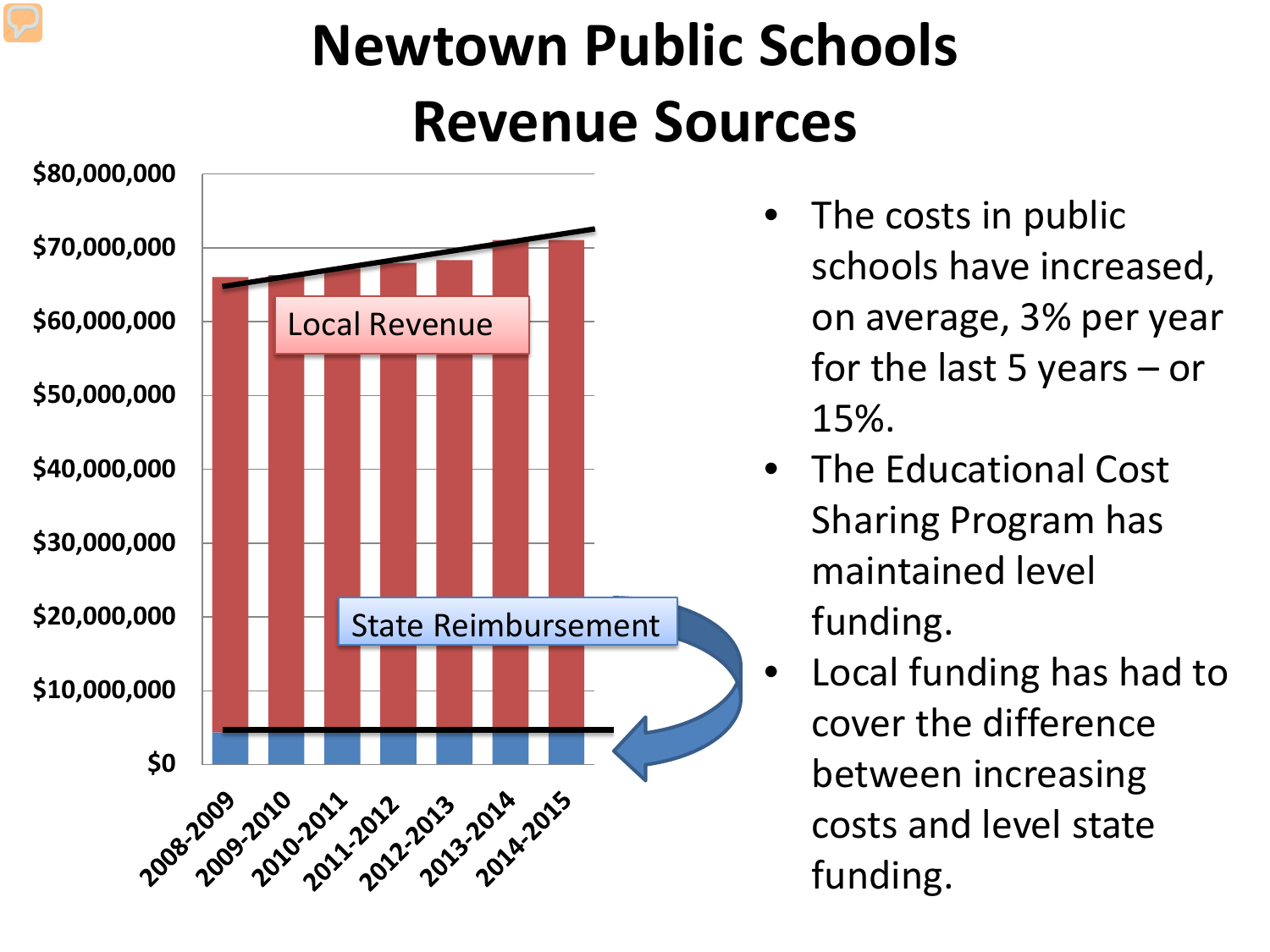# Newtown Public Schools Revenue Sources

- The costs in public schools have increased, on average, 3% per year for the last 5 years – or 15%.
- The Educational Cost Sharing Program has maintained level funding.
- Local funding has had to cover the difference between increasing costs and level state funding.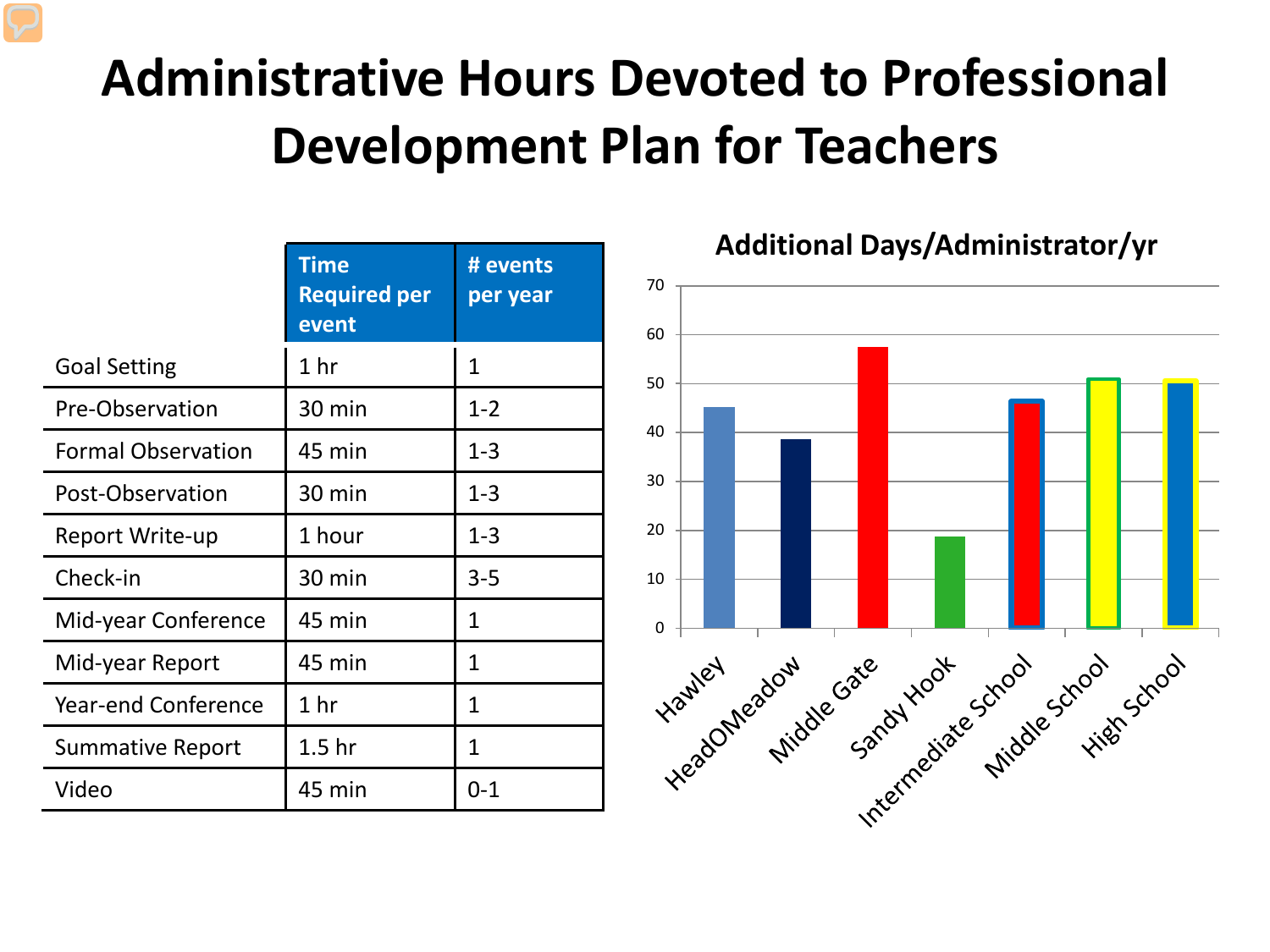# Administrative Hours Devoted to Professional Development Plan for Teachers

| | Time Required per event | # events per year |
|---|---|---|
| Goal Setting | 1 hr | 1 |
| Pre-Observation | 30 min | 1-2 |
| Formal Observation | 45 min | 1-3 |
| Post-Observation | 30 min | 1-3 |
| Report Write-up | 1 hour | 1-3 |
| Check-in | 30 min | 3-5 |
| Mid-year Conference | 45 min | 1 |
| Mid-year Report | 45 min | 1 |
| Year-end Conference | 1 hr | 1 |
| Summative Report | 1.5 hr | 1 |
| Video | 45 min | 0-1 |

**Additional Days/Administrator/yr**

| School | Additional Days/Administrator/yr (approx.) |
|---|---|
| Hawley | 45 |
| HeadOMeadow | 38.5 |
| Middle Gate | 57.5 |
| Sandy Hook | 18.5 |
| Intermediate School | 46.5 |
| Middle School | 51 |
| High School | 50.5 |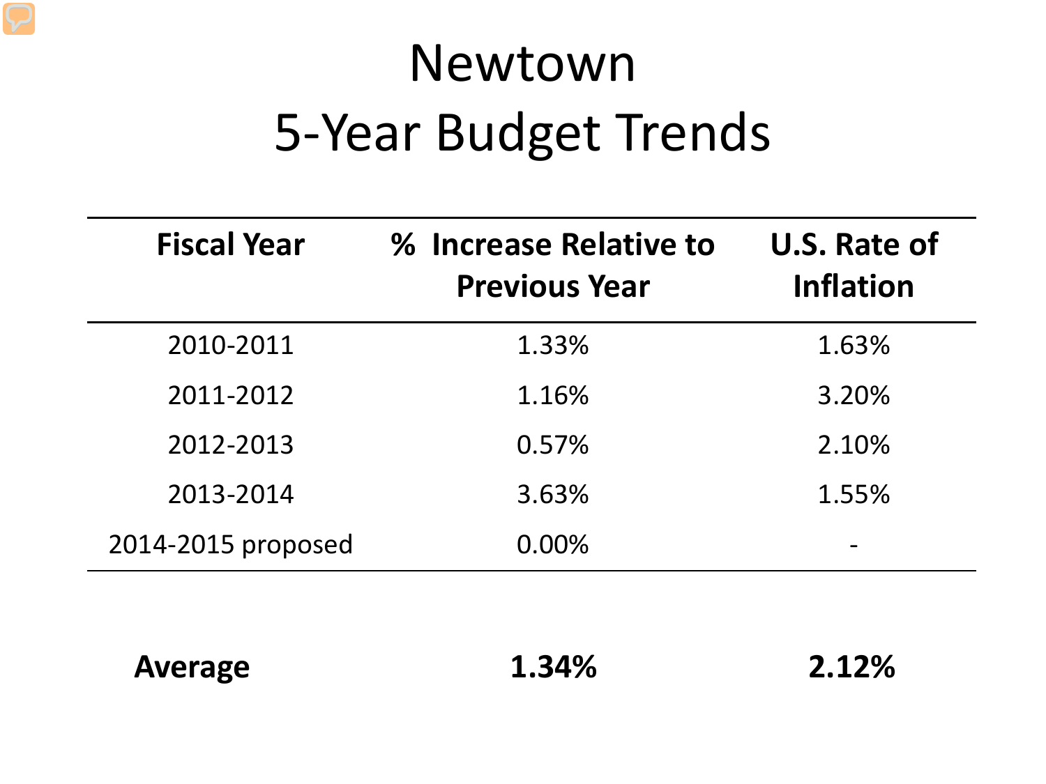# Newtown
# 5-Year Budget Trends

| Fiscal Year | % Increase Relative to Previous Year | U.S. Rate of Inflation |
|---|---|---|
| 2010-2011 | 1.33% | 1.63% |
| 2011-2012 | 1.16% | 3.20% |
| 2012-2013 | 0.57% | 2.10% |
| 2013-2014 | 3.63% | 1.55% |
| 2014-2015 proposed | 0.00% | - |
| **Average** | **1.34%** | **2.12%** |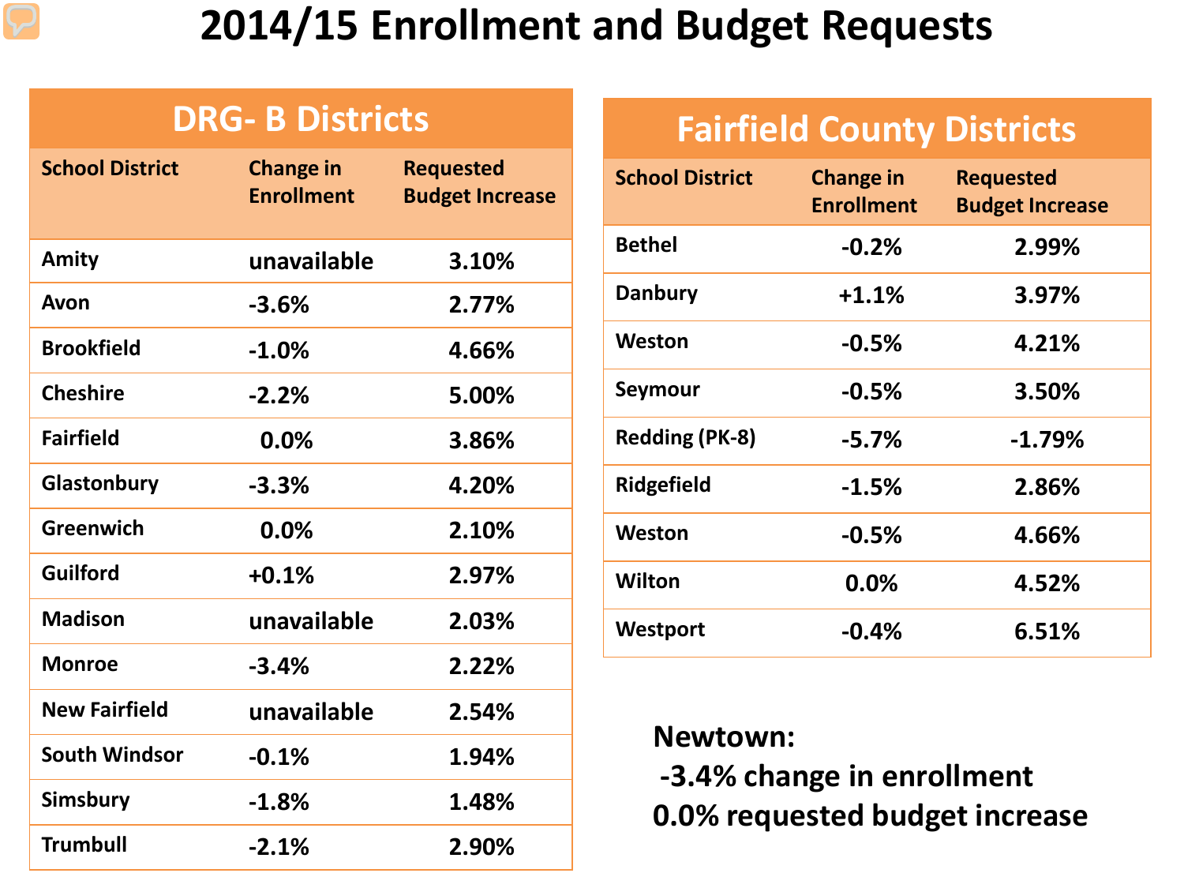# 2014/15 Enrollment and Budget Requests

## DRG- B Districts

| School District | Change in Enrollment | Requested Budget Increase |
|---|---|---|
| Amity | unavailable | 3.10% |
| Avon | -3.6% | 2.77% |
| Brookfield | -1.0% | 4.66% |
| Cheshire | -2.2% | 5.00% |
| Fairfield | 0.0% | 3.86% |
| Glastonbury | -3.3% | 4.20% |
| Greenwich | 0.0% | 2.10% |
| Guilford | +0.1% | 2.97% |
| Madison | unavailable | 2.03% |
| Monroe | -3.4% | 2.22% |
| New Fairfield | unavailable | 2.54% |
| South Windsor | -0.1% | 1.94% |
| Simsbury | -1.8% | 1.48% |
| Trumbull | -2.1% | 2.90% |

## Fairfield County Districts

| School District | Change in Enrollment | Requested Budget Increase |
|---|---|---|
| Bethel | -0.2% | 2.99% |
| Danbury | +1.1% | 3.97% |
| Weston | -0.5% | 4.21% |
| Seymour | -0.5% | 3.50% |
| Redding (PK-8) | -5.7% | -1.79% |
| Ridgefield | -1.5% | 2.86% |
| Weston | -0.5% | 4.66% |
| Wilton | 0.0% | 4.52% |
| Westport | -0.4% | 6.51% |

**Newtown:**
**-3.4% change in enrollment**
**0.0% requested budget increase**